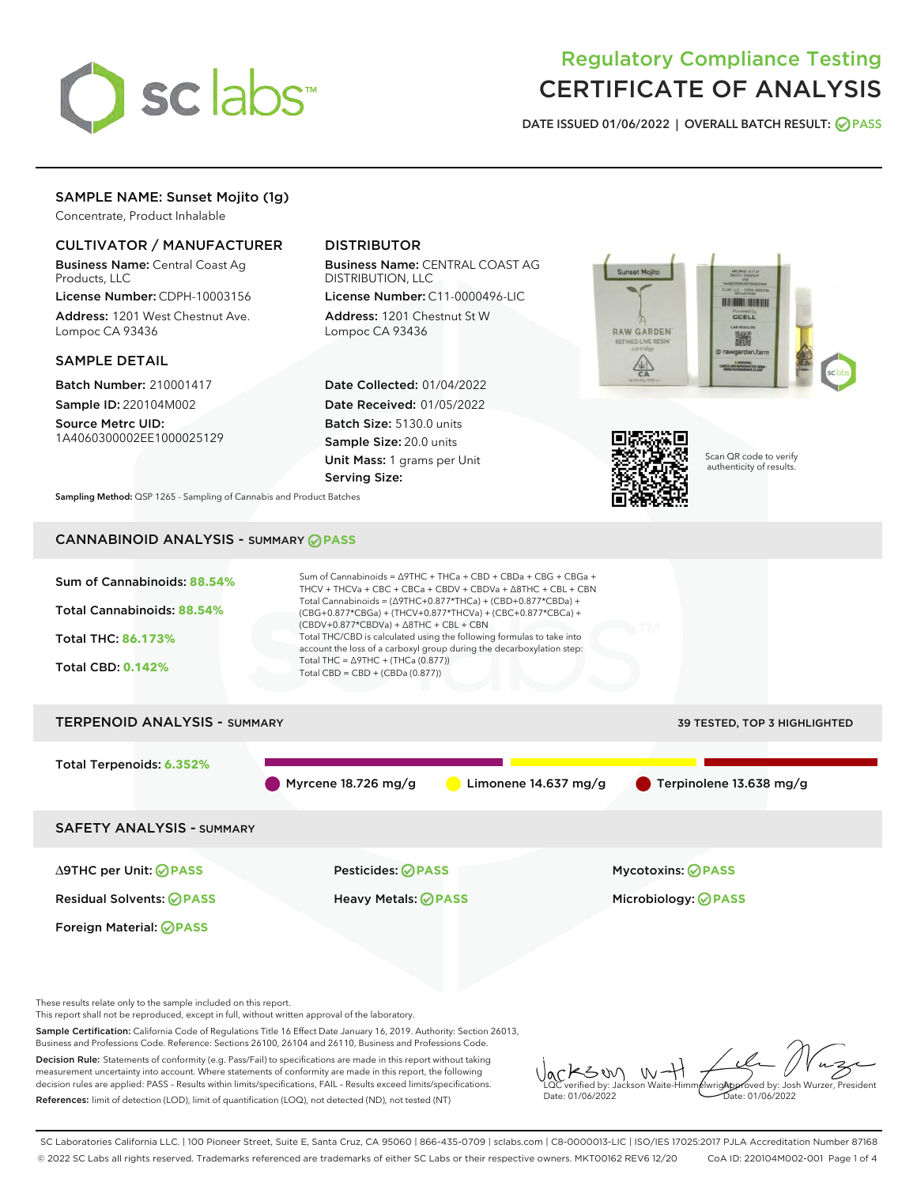# Regulatory Compliance Testing
# CERTIFICATE OF ANALYSIS

**DATE ISSUED** 01/06/2022 | **OVERALL BATCH RESULT:** PASS

## SAMPLE NAME: Sunset Mojito (1g)

Concentrate, Product Inhalable

### CULTIVATOR / MANUFACTURER

**Business Name:** Central Coast Ag Products, LLC
**License Number:** CDPH-10003156
**Address:** 1201 West Chestnut Ave. Lompoc CA 93436

### DISTRIBUTOR

**Business Name:** CENTRAL COAST AG DISTRIBUTION, LLC
**License Number:** C11-0000496-LIC
**Address:** 1201 Chestnut St W Lompoc CA 93436

### SAMPLE DETAIL

**Batch Number:** 210001417
**Sample ID:** 220104M002
**Source Metrc UID:** 1A4060300002EE1000025129

**Date Collected:** 01/04/2022
**Date Received:** 01/05/2022
**Batch Size:** 5130.0 units
**Sample Size:** 20.0 units
**Unit Mass:** 1 grams per Unit
**Serving Size:**

Scan QR code to verify authenticity of results.

**Sampling Method:** QSP 1265 - Sampling of Cannabis and Product Batches

## CANNABINOID ANALYSIS - SUMMARY PASS

**Sum of Cannabinoids:** 88.54%
**Total Cannabinoids:** 88.54%
**Total THC:** 86.173%
**Total CBD:** 0.142%

Sum of Cannabinoids = Δ9THC + THCa + CBD + CBDa + CBG + CBGa + THCV + THCVa + CBC + CBCa + CBDV + CBDVa + Δ8THC + CBL + CBN
Total Cannabinoids = (Δ9THC+0.877*THCa) + (CBD+0.877*CBDa) + (CBG+0.877*CBGa) + (THCV+0.877*THCVa) + (CBC+0.877*CBCa) + (CBDV+0.877*CBDVa) + Δ8THC + CBL + CBN
Total THC/CBD is calculated using the following formulas to take into account the loss of a carboxyl group during the decarboxylation step:
Total THC = Δ9THC + (THCa (0.877))
Total CBD = CBD + (CBDa (0.877))

## TERPENOID ANALYSIS - SUMMARY

39 TESTED, TOP 3 HIGHLIGHTED

**Total Terpenoids:** 6.352%

- Myrcene 18.726 mg/g
- Limonene 14.637 mg/g
- Terpinolene 13.638 mg/g

## SAFETY ANALYSIS - SUMMARY

| | | |
|---|---|---|
| Δ9THC per Unit: PASS | Pesticides: PASS | Mycotoxins: PASS |
| Residual Solvents: PASS | Heavy Metals: PASS | Microbiology: PASS |
| Foreign Material: PASS | | |

These results relate only to the sample included on this report.
This report shall not be reproduced, except in full, without written approval of the laboratory.

**Sample Certification:** California Code of Regulations Title 16 Effect Date January 16, 2019. Authority: Section 26013, Business and Professions Code. Reference: Sections 26100, 26104 and 26110, Business and Professions Code.

**Decision Rule:** Statements of conformity (e.g. Pass/Fail) to specifications are made in this report without taking measurement uncertainty into account. Where statements of conformity are made in this report, the following decision rules are applied: PASS – Results within limits/specifications, FAIL – Results exceed limits/specifications.

**References:** limit of detection (LOD), limit of quantification (LOQ), not detected (ND), not tested (NT)

LQC verified by: Jackson Waite-Himmelwright
Date: 01/06/2022

Approved by: Josh Wurzer, President
Date: 01/06/2022

SC Laboratories California LLC. | 100 Pioneer Street, Suite E, Santa Cruz, CA 95060 | 866-435-0709 | sclabs.com | C8-0000013-LIC | ISO/IES 17025:2017 PJLA Accreditation Number 87168
© 2022 SC Labs all rights reserved. Trademarks referenced are trademarks of either SC Labs or their respective owners. MKT00162 REV6 12/20 CoA ID: 220104M002-001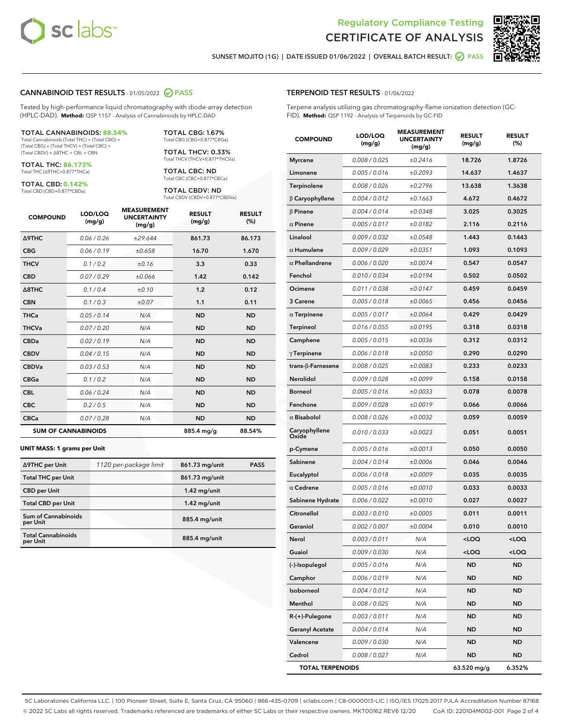# Regulatory Compliance Testing
# CERTIFICATE OF ANALYSIS

SUNSET MOJITO (1G) | DATE ISSUED 01/06/2022 | OVERALL BATCH RESULT: PASS

## CANNABINOID TEST RESULTS - 01/05/2022 PASS

Tested by high-performance liquid chromatography with diode-array detection (HPLC-DAD). **Method:** QSP 1157 - Analysis of Cannabinoids by HPLC-DAD

**TOTAL CANNABINOIDS: 88.54%**
Total Cannabinoids (Total THC) + (Total CBD) + (Total CBG) + (Total THCV) + (Total CBC) + (Total CBDV) + Δ8THC + CBL + CBN

**TOTAL THC: 86.173%**
Total THC (Δ9THC+0.877*THCa)

**TOTAL CBD: 0.142%**
Total CBD (CBD+0.877*CBDa)

**TOTAL CBG: 1.67%**
Total CBG (CBG+0.877*CBGa)

**TOTAL THCV: 0.33%**
Total THCV (THCV+0.877*THCVa)

**TOTAL CBC: ND**
Total CBC (CBC+0.877*CBCa)

**TOTAL CBDV: ND**
Total CBDV (CBDV+0.877*CBDVa)

| COMPOUND | LOD/LOQ (mg/g) | MEASUREMENT UNCERTAINTY (mg/g) | RESULT (mg/g) | RESULT (%) |
|---|---|---|---|---|
| Δ9THC | 0.06 / 0.26 | ±29.644 | 861.73 | 86.173 |
| CBG | 0.06 / 0.19 | ±0.658 | 16.70 | 1.670 |
| THCV | 0.1 / 0.2 | ±0.16 | 3.3 | 0.33 |
| CBD | 0.07 / 0.29 | ±0.066 | 1.42 | 0.142 |
| Δ8THC | 0.1 / 0.4 | ±0.10 | 1.2 | 0.12 |
| CBN | 0.1 / 0.3 | ±0.07 | 1.1 | 0.11 |
| THCa | 0.05 / 0.14 | N/A | ND | ND |
| THCVa | 0.07 / 0.20 | N/A | ND | ND |
| CBDa | 0.02 / 0.19 | N/A | ND | ND |
| CBDV | 0.04 / 0.15 | N/A | ND | ND |
| CBDVa | 0.03 / 0.53 | N/A | ND | ND |
| CBGa | 0.1 / 0.2 | N/A | ND | ND |
| CBL | 0.06 / 0.24 | N/A | ND | ND |
| CBC | 0.2 / 0.5 | N/A | ND | ND |
| CBCa | 0.07 / 0.28 | N/A | ND | ND |
| **SUM OF CANNABINOIDS** | | | 885.4 mg/g | 88.54% |

**UNIT MASS: 1 grams per Unit**

| | | | |
|---|---|---|---|
| Δ9THC per Unit | 1120 per-package limit | 861.73 mg/unit | PASS |
| Total THC per Unit | | 861.73 mg/unit | |
| CBD per Unit | | 1.42 mg/unit | |
| Total CBD per Unit | | 1.42 mg/unit | |
| Sum of Cannabinoids per Unit | | 885.4 mg/unit | |
| Total Cannabinoids per Unit | | 885.4 mg/unit | |

## TERPENOID TEST RESULTS - 01/06/2022

Terpene analysis utilizing gas chromatography-flame ionization detection (GC-FID). **Method:** QSP 1192 - Analysis of Terpenoids by GC-FID

| COMPOUND | LOD/LOQ (mg/g) | MEASUREMENT UNCERTAINTY (mg/g) | RESULT (mg/g) | RESULT (%) |
|---|---|---|---|---|
| Myrcene | 0.008 / 0.025 | ±0.2416 | 18.726 | 1.8726 |
| Limonene | 0.005 / 0.016 | ±0.2093 | 14.637 | 1.4637 |
| Terpinolene | 0.008 / 0.026 | ±0.2796 | 13.638 | 1.3638 |
| β Caryophyllene | 0.004 / 0.012 | ±0.1663 | 4.672 | 0.4672 |
| β Pinene | 0.004 / 0.014 | ±0.0348 | 3.025 | 0.3025 |
| α Pinene | 0.005 / 0.017 | ±0.0182 | 2.116 | 0.2116 |
| Linalool | 0.009 / 0.032 | ±0.0548 | 1.443 | 0.1443 |
| α Humulene | 0.009 / 0.029 | ±0.0351 | 1.093 | 0.1093 |
| α Phellandrene | 0.006 / 0.020 | ±0.0074 | 0.547 | 0.0547 |
| Fenchol | 0.010 / 0.034 | ±0.0194 | 0.502 | 0.0502 |
| Ocimene | 0.011 / 0.038 | ±0.0147 | 0.459 | 0.0459 |
| 3 Carene | 0.005 / 0.018 | ±0.0065 | 0.456 | 0.0456 |
| α Terpinene | 0.005 / 0.017 | ±0.0064 | 0.429 | 0.0429 |
| Terpineol | 0.016 / 0.055 | ±0.0195 | 0.318 | 0.0318 |
| Camphene | 0.005 / 0.015 | ±0.0036 | 0.312 | 0.0312 |
| γ Terpinene | 0.006 / 0.018 | ±0.0050 | 0.290 | 0.0290 |
| trans-β-Farnesene | 0.008 / 0.025 | ±0.0083 | 0.233 | 0.0233 |
| Nerolidol | 0.009 / 0.028 | ±0.0099 | 0.158 | 0.0158 |
| Borneol | 0.005 / 0.016 | ±0.0033 | 0.078 | 0.0078 |
| Fenchone | 0.009 / 0.028 | ±0.0019 | 0.066 | 0.0066 |
| α Bisabolol | 0.008 / 0.026 | ±0.0032 | 0.059 | 0.0059 |
| Caryophyllene Oxide | 0.010 / 0.033 | ±0.0023 | 0.051 | 0.0051 |
| p-Cymene | 0.005 / 0.016 | ±0.0013 | 0.050 | 0.0050 |
| Sabinene | 0.004 / 0.014 | ±0.0006 | 0.046 | 0.0046 |
| Eucalyptol | 0.006 / 0.018 | ±0.0009 | 0.035 | 0.0035 |
| α Cedrene | 0.005 / 0.016 | ±0.0010 | 0.033 | 0.0033 |
| Sabinene Hydrate | 0.006 / 0.022 | ±0.0010 | 0.027 | 0.0027 |
| Citronellol | 0.003 / 0.010 | ±0.0005 | 0.011 | 0.0011 |
| Geraniol | 0.002 / 0.007 | ±0.0004 | 0.010 | 0.0010 |
| Nerol | 0.003 / 0.011 | N/A | <LOQ | <LOQ |
| Guaiol | 0.009 / 0.030 | N/A | <LOQ | <LOQ |
| (-)-Isopulegol | 0.005 / 0.016 | N/A | ND | ND |
| Camphor | 0.006 / 0.019 | N/A | ND | ND |
| Isoborneol | 0.004 / 0.012 | N/A | ND | ND |
| Menthol | 0.008 / 0.025 | N/A | ND | ND |
| R-(+)-Pulegone | 0.003 / 0.011 | N/A | ND | ND |
| Geranyl Acetate | 0.004 / 0.014 | N/A | ND | ND |
| Valencene | 0.009 / 0.030 | N/A | ND | ND |
| Cedrol | 0.008 / 0.027 | N/A | ND | ND |
| **TOTAL TERPENOIDS** | | | 63.520 mg/g | 6.352% |

SC Laboratories California LLC. | 100 Pioneer Street, Suite E, Santa Cruz, CA 95060 | 866-435-0709 | sclabs.com | C8-0000013-LIC | ISO/IES 17025:2017 PJLA Accreditation Number 87168
© 2022 SC Labs all rights reserved. Trademarks referenced are trademarks of either SC Labs or their respective owners. MKT00162 REV6 12/20 CoA ID: 220104M002-001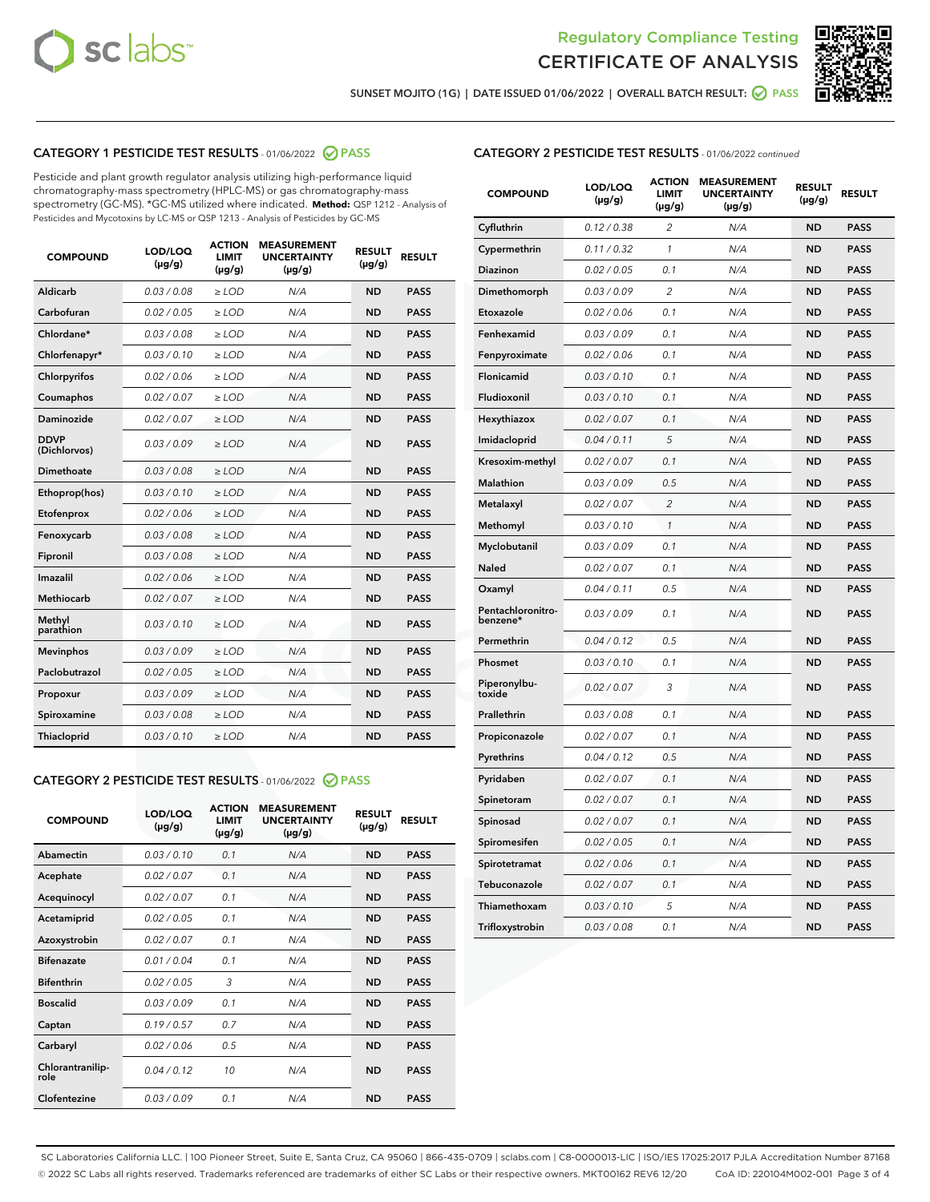Regulatory Compliance Testing

CERTIFICATE OF ANALYSIS

SUNSET MOJITO (1G) | DATE ISSUED 01/06/2022 | OVERALL BATCH RESULT: PASS

## CATEGORY 1 PESTICIDE TEST RESULTS - 01/06/2022 PASS

Pesticide and plant growth regulator analysis utilizing high-performance liquid chromatography-mass spectrometry (HPLC-MS) or gas chromatography-mass spectrometry (GC-MS). *GC-MS utilized where indicated. **Method:** QSP 1212 - Analysis of Pesticides and Mycotoxins by LC-MS or QSP 1213 - Analysis of Pesticides by GC-MS

| COMPOUND | LOD/LOQ (µg/g) | ACTION LIMIT (µg/g) | MEASUREMENT UNCERTAINTY (µg/g) | RESULT (µg/g) | RESULT |
|---|---|---|---|---|---|
| Aldicarb | 0.03 / 0.08 | ≥ LOD | N/A | ND | PASS |
| Carbofuran | 0.02 / 0.05 | ≥ LOD | N/A | ND | PASS |
| Chlordane* | 0.03 / 0.08 | ≥ LOD | N/A | ND | PASS |
| Chlorfenapyr* | 0.03 / 0.10 | ≥ LOD | N/A | ND | PASS |
| Chlorpyrifos | 0.02 / 0.06 | ≥ LOD | N/A | ND | PASS |
| Coumaphos | 0.02 / 0.07 | ≥ LOD | N/A | ND | PASS |
| Daminozide | 0.02 / 0.07 | ≥ LOD | N/A | ND | PASS |
| DDVP (Dichlorvos) | 0.03 / 0.09 | ≥ LOD | N/A | ND | PASS |
| Dimethoate | 0.03 / 0.08 | ≥ LOD | N/A | ND | PASS |
| Ethoprop(hos) | 0.03 / 0.10 | ≥ LOD | N/A | ND | PASS |
| Etofenprox | 0.02 / 0.06 | ≥ LOD | N/A | ND | PASS |
| Fenoxycarb | 0.03 / 0.08 | ≥ LOD | N/A | ND | PASS |
| Fipronil | 0.03 / 0.08 | ≥ LOD | N/A | ND | PASS |
| Imazalil | 0.02 / 0.06 | ≥ LOD | N/A | ND | PASS |
| Methiocarb | 0.02 / 0.07 | ≥ LOD | N/A | ND | PASS |
| Methyl parathion | 0.03 / 0.10 | ≥ LOD | N/A | ND | PASS |
| Mevinphos | 0.03 / 0.09 | ≥ LOD | N/A | ND | PASS |
| Paclobutrazol | 0.02 / 0.05 | ≥ LOD | N/A | ND | PASS |
| Propoxur | 0.03 / 0.09 | ≥ LOD | N/A | ND | PASS |
| Spiroxamine | 0.03 / 0.08 | ≥ LOD | N/A | ND | PASS |
| Thiacloprid | 0.03 / 0.10 | ≥ LOD | N/A | ND | PASS |

## CATEGORY 2 PESTICIDE TEST RESULTS - 01/06/2022 PASS

| COMPOUND | LOD/LOQ (µg/g) | ACTION LIMIT (µg/g) | MEASUREMENT UNCERTAINTY (µg/g) | RESULT (µg/g) | RESULT |
|---|---|---|---|---|---|
| Abamectin | 0.03 / 0.10 | 0.1 | N/A | ND | PASS |
| Acephate | 0.02 / 0.07 | 0.1 | N/A | ND | PASS |
| Acequinocyl | 0.02 / 0.07 | 0.1 | N/A | ND | PASS |
| Acetamiprid | 0.02 / 0.05 | 0.1 | N/A | ND | PASS |
| Azoxystrobin | 0.02 / 0.07 | 0.1 | N/A | ND | PASS |
| Bifenazate | 0.01 / 0.04 | 0.1 | N/A | ND | PASS |
| Bifenthrin | 0.02 / 0.05 | 3 | N/A | ND | PASS |
| Boscalid | 0.03 / 0.09 | 0.1 | N/A | ND | PASS |
| Captan | 0.19 / 0.57 | 0.7 | N/A | ND | PASS |
| Carbaryl | 0.02 / 0.06 | 0.5 | N/A | ND | PASS |
| Chlorantraniliprole | 0.04 / 0.12 | 10 | N/A | ND | PASS |
| Clofentezine | 0.03 / 0.09 | 0.1 | N/A | ND | PASS |
| Cyfluthrin | 0.12 / 0.38 | 2 | N/A | ND | PASS |
| Cypermethrin | 0.11 / 0.32 | 1 | N/A | ND | PASS |
| Diazinon | 0.02 / 0.05 | 0.1 | N/A | ND | PASS |
| Dimethomorph | 0.03 / 0.09 | 2 | N/A | ND | PASS |
| Etoxazole | 0.02 / 0.06 | 0.1 | N/A | ND | PASS |
| Fenhexamid | 0.03 / 0.09 | 0.1 | N/A | ND | PASS |
| Fenpyroximate | 0.02 / 0.06 | 0.1 | N/A | ND | PASS |
| Flonicamid | 0.03 / 0.10 | 0.1 | N/A | ND | PASS |
| Fludioxonil | 0.03 / 0.10 | 0.1 | N/A | ND | PASS |
| Hexythiazox | 0.02 / 0.07 | 0.1 | N/A | ND | PASS |
| Imidacloprid | 0.04 / 0.11 | 5 | N/A | ND | PASS |
| Kresoxim-methyl | 0.02 / 0.07 | 0.1 | N/A | ND | PASS |
| Malathion | 0.03 / 0.09 | 0.5 | N/A | ND | PASS |
| Metalaxyl | 0.02 / 0.07 | 2 | N/A | ND | PASS |
| Methomyl | 0.03 / 0.10 | 1 | N/A | ND | PASS |
| Myclobutanil | 0.03 / 0.09 | 0.1 | N/A | ND | PASS |
| Naled | 0.02 / 0.07 | 0.1 | N/A | ND | PASS |
| Oxamyl | 0.04 / 0.11 | 0.5 | N/A | ND | PASS |
| Pentachloronitrobenzene* | 0.03 / 0.09 | 0.1 | N/A | ND | PASS |
| Permethrin | 0.04 / 0.12 | 0.5 | N/A | ND | PASS |
| Phosmet | 0.03 / 0.10 | 0.1 | N/A | ND | PASS |
| Piperonylbutoxide | 0.02 / 0.07 | 3 | N/A | ND | PASS |
| Prallethrin | 0.03 / 0.08 | 0.1 | N/A | ND | PASS |
| Propiconazole | 0.02 / 0.07 | 0.1 | N/A | ND | PASS |
| Pyrethrins | 0.04 / 0.12 | 0.5 | N/A | ND | PASS |
| Pyridaben | 0.02 / 0.07 | 0.1 | N/A | ND | PASS |
| Spinetoram | 0.02 / 0.07 | 0.1 | N/A | ND | PASS |
| Spinosad | 0.02 / 0.07 | 0.1 | N/A | ND | PASS |
| Spiromesifen | 0.02 / 0.05 | 0.1 | N/A | ND | PASS |
| Spirotetramat | 0.02 / 0.06 | 0.1 | N/A | ND | PASS |
| Tebuconazole | 0.02 / 0.07 | 0.1 | N/A | ND | PASS |
| Thiamethoxam | 0.03 / 0.10 | 5 | N/A | ND | PASS |
| Trifloxystrobin | 0.03 / 0.08 | 0.1 | N/A | ND | PASS |

SC Laboratories California LLC. | 100 Pioneer Street, Suite E, Santa Cruz, CA 95060 | 866-435-0709 | sclabs.com | C8-0000013-LIC | ISO/IES 17025:2017 PJLA Accreditation Number 87168
© 2022 SC Labs all rights reserved. Trademarks referenced are trademarks of either SC Labs or their respective owners. MKT00162 REV6 12/20 CoA ID: 220104M002-001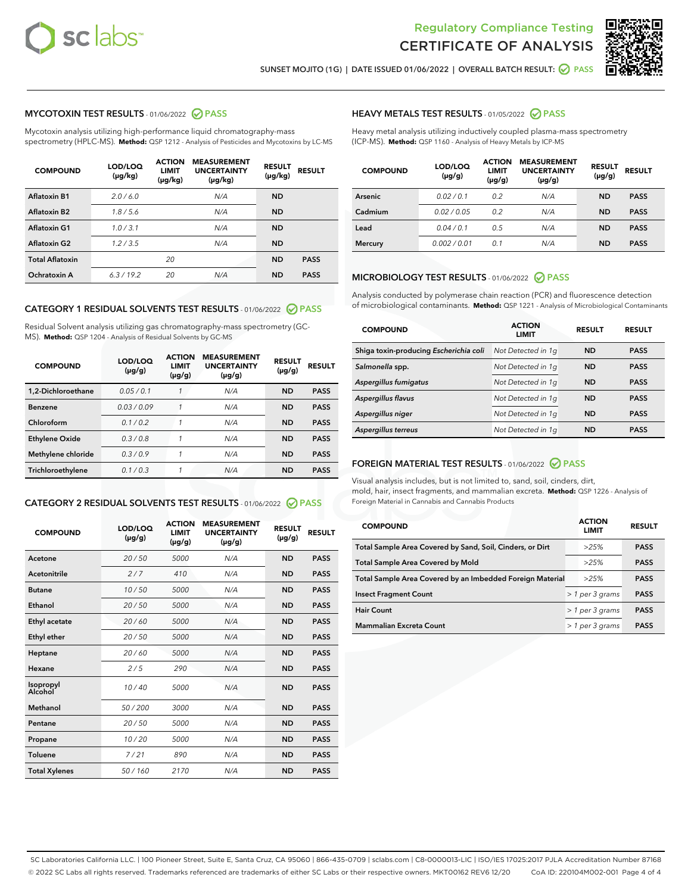Regulatory Compliance Testing

# CERTIFICATE OF ANALYSIS

SUNSET MOJITO (1G) | DATE ISSUED 01/06/2022 | OVERALL BATCH RESULT: PASS

## MYCOTOXIN TEST RESULTS - 01/06/2022 PASS

Mycotoxin analysis utilizing high-performance liquid chromatography-mass spectrometry (HPLC-MS). **Method:** QSP 1212 - Analysis of Pesticides and Mycotoxins by LC-MS

| COMPOUND | LOD/LOQ (µg/kg) | ACTION LIMIT (µg/kg) | MEASUREMENT UNCERTAINTY (µg/kg) | RESULT (µg/kg) | RESULT |
|---|---|---|---|---|---|
| Aflatoxin B1 | 2.0 / 6.0 | | N/A | ND | |
| Aflatoxin B2 | 1.8 / 5.6 | | N/A | ND | |
| Aflatoxin G1 | 1.0 / 3.1 | | N/A | ND | |
| Aflatoxin G2 | 1.2 / 3.5 | | N/A | ND | |
| Total Aflatoxin | | 20 | | ND | PASS |
| Ochratoxin A | 6.3 / 19.2 | 20 | N/A | ND | PASS |

## CATEGORY 1 RESIDUAL SOLVENTS TEST RESULTS - 01/06/2022 PASS

Residual Solvent analysis utilizing gas chromatography-mass spectrometry (GC-MS). **Method:** QSP 1204 - Analysis of Residual Solvents by GC-MS

| COMPOUND | LOD/LOQ (µg/g) | ACTION LIMIT (µg/g) | MEASUREMENT UNCERTAINTY (µg/g) | RESULT (µg/g) | RESULT |
|---|---|---|---|---|---|
| 1,2-Dichloroethane | 0.05 / 0.1 | 1 | N/A | ND | PASS |
| Benzene | 0.03 / 0.09 | 1 | N/A | ND | PASS |
| Chloroform | 0.1 / 0.2 | 1 | N/A | ND | PASS |
| Ethylene Oxide | 0.3 / 0.8 | 1 | N/A | ND | PASS |
| Methylene chloride | 0.3 / 0.9 | 1 | N/A | ND | PASS |
| Trichloroethylene | 0.1 / 0.3 | 1 | N/A | ND | PASS |

## CATEGORY 2 RESIDUAL SOLVENTS TEST RESULTS - 01/06/2022 PASS

| COMPOUND | LOD/LOQ (µg/g) | ACTION LIMIT (µg/g) | MEASUREMENT UNCERTAINTY (µg/g) | RESULT (µg/g) | RESULT |
|---|---|---|---|---|---|
| Acetone | 20 / 50 | 5000 | N/A | ND | PASS |
| Acetonitrile | 2 / 7 | 410 | N/A | ND | PASS |
| Butane | 10 / 50 | 5000 | N/A | ND | PASS |
| Ethanol | 20 / 50 | 5000 | N/A | ND | PASS |
| Ethyl acetate | 20 / 60 | 5000 | N/A | ND | PASS |
| Ethyl ether | 20 / 50 | 5000 | N/A | ND | PASS |
| Heptane | 20 / 60 | 5000 | N/A | ND | PASS |
| Hexane | 2 / 5 | 290 | N/A | ND | PASS |
| Isopropyl Alcohol | 10 / 40 | 5000 | N/A | ND | PASS |
| Methanol | 50 / 200 | 3000 | N/A | ND | PASS |
| Pentane | 20 / 50 | 5000 | N/A | ND | PASS |
| Propane | 10 / 20 | 5000 | N/A | ND | PASS |
| Toluene | 7 / 21 | 890 | N/A | ND | PASS |
| Total Xylenes | 50 / 160 | 2170 | N/A | ND | PASS |

## HEAVY METALS TEST RESULTS - 01/05/2022 PASS

Heavy metal analysis utilizing inductively coupled plasma-mass spectrometry (ICP-MS). **Method:** QSP 1160 - Analysis of Heavy Metals by ICP-MS

| COMPOUND | LOD/LOQ (µg/g) | ACTION LIMIT (µg/g) | MEASUREMENT UNCERTAINTY (µg/g) | RESULT (µg/g) | RESULT |
|---|---|---|---|---|---|
| Arsenic | 0.02 / 0.1 | 0.2 | N/A | ND | PASS |
| Cadmium | 0.02 / 0.05 | 0.2 | N/A | ND | PASS |
| Lead | 0.04 / 0.1 | 0.5 | N/A | ND | PASS |
| Mercury | 0.002 / 0.01 | 0.1 | N/A | ND | PASS |

## MICROBIOLOGY TEST RESULTS - 01/06/2022 PASS

Analysis conducted by polymerase chain reaction (PCR) and fluorescence detection of microbiological contaminants. **Method:** QSP 1221 - Analysis of Microbiological Contaminants

| COMPOUND | ACTION LIMIT | RESULT | RESULT |
|---|---|---|---|
| Shiga toxin-producing *Escherichia coli* | Not Detected in 1g | ND | PASS |
| *Salmonella* spp. | Not Detected in 1g | ND | PASS |
| *Aspergillus fumigatus* | Not Detected in 1g | ND | PASS |
| *Aspergillus flavus* | Not Detected in 1g | ND | PASS |
| *Aspergillus niger* | Not Detected in 1g | ND | PASS |
| *Aspergillus terreus* | Not Detected in 1g | ND | PASS |

## FOREIGN MATERIAL TEST RESULTS - 01/06/2022 PASS

Visual analysis includes, but is not limited to, sand, soil, cinders, dirt, mold, hair, insect fragments, and mammalian excreta. **Method:** QSP 1226 - Analysis of Foreign Material in Cannabis and Cannabis Products

| COMPOUND | ACTION LIMIT | RESULT |
|---|---|---|
| Total Sample Area Covered by Sand, Soil, Cinders, or Dirt | >25% | PASS |
| Total Sample Area Covered by Mold | >25% | PASS |
| Total Sample Area Covered by an Imbedded Foreign Material | >25% | PASS |
| Insect Fragment Count | > 1 per 3 grams | PASS |
| Hair Count | > 1 per 3 grams | PASS |
| Mammalian Excreta Count | > 1 per 3 grams | PASS |

SC Laboratories California LLC. | 100 Pioneer Street, Suite E, Santa Cruz, CA 95060 | 866-435-0709 | sclabs.com | C8-0000013-LIC | ISO/IES 17025:2017 PJLA Accreditation Number 87168
© 2022 SC Labs all rights reserved. Trademarks referenced are trademarks of either SC Labs or their respective owners. MKT00162 REV6 12/20 CoA ID: 220104M002-001